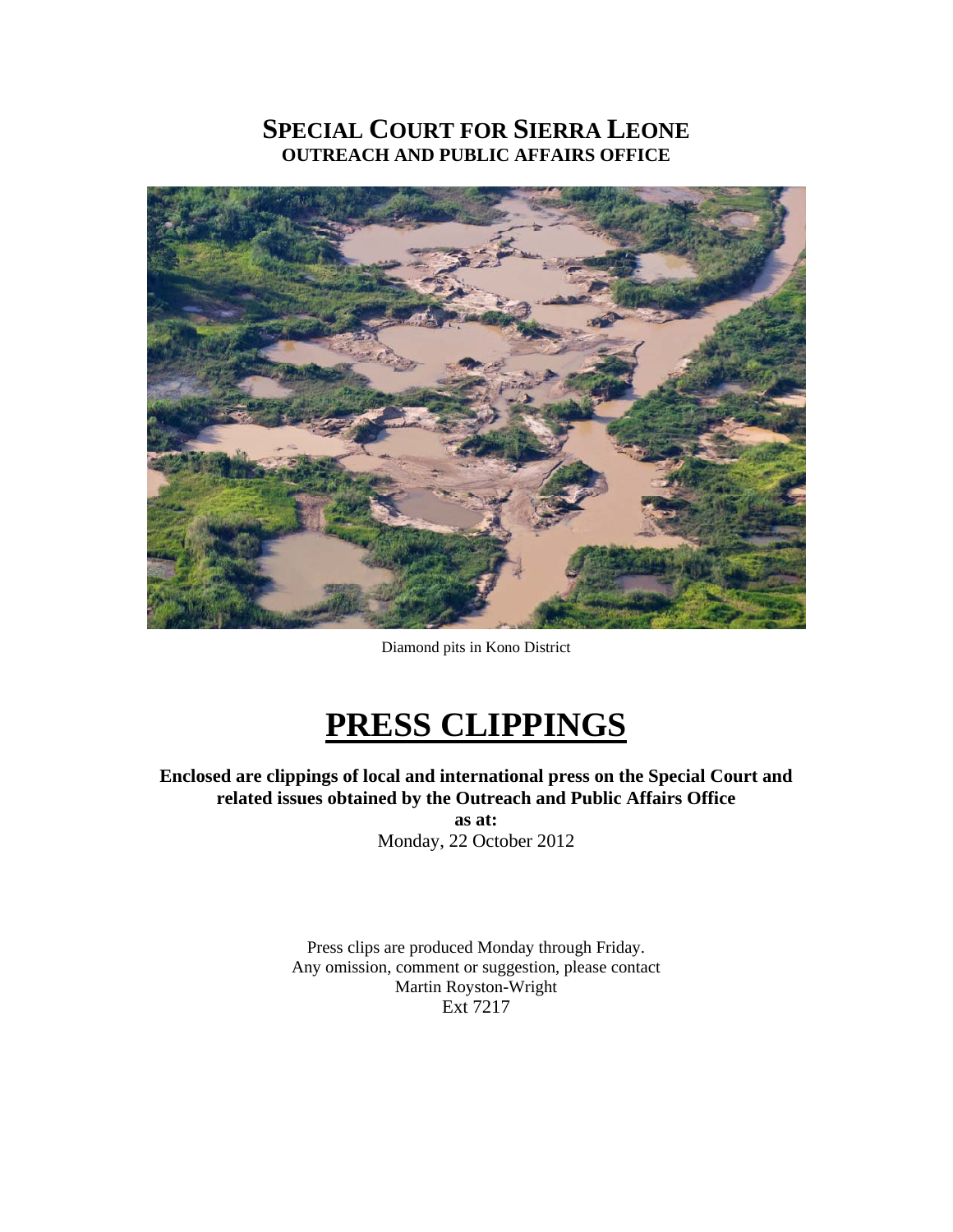# SPECIAL COURT FOR SIERRA LEONE
## OUTREACH AND PUBLIC AFFAIRS OFFICE

Diamond pits in Kono District

# PRESS CLIPPINGS

**Enclosed are clippings of local and international press on the Special Court and related issues obtained by the Outreach and Public Affairs Office**

**as at:**

Monday, 22 October 2012

Press clips are produced Monday through Friday.
Any omission, comment or suggestion, please contact
Martin Royston-Wright
Ext 7217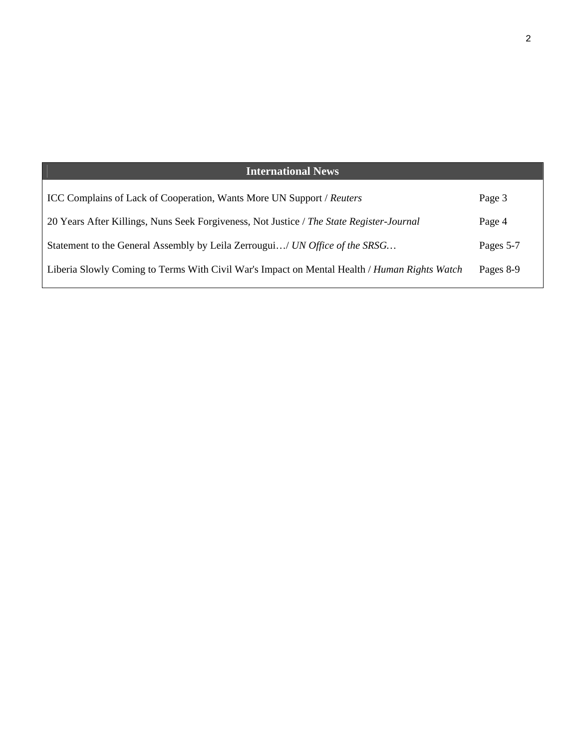| International News | |
|---|---|
| ICC Complains of Lack of Cooperation, Wants More UN Support / *Reuters* | Page 3 |
| 20 Years After Killings, Nuns Seek Forgiveness, Not Justice / *The State Register-Journal* | Page 4 |
| Statement to the General Assembly by Leila Zerrougui…/ *UN Office of the SRSG…* | Pages 5-7 |
| Liberia Slowly Coming to Terms With Civil War's Impact on Mental Health / *Human Rights Watch* | Pages 8-9 |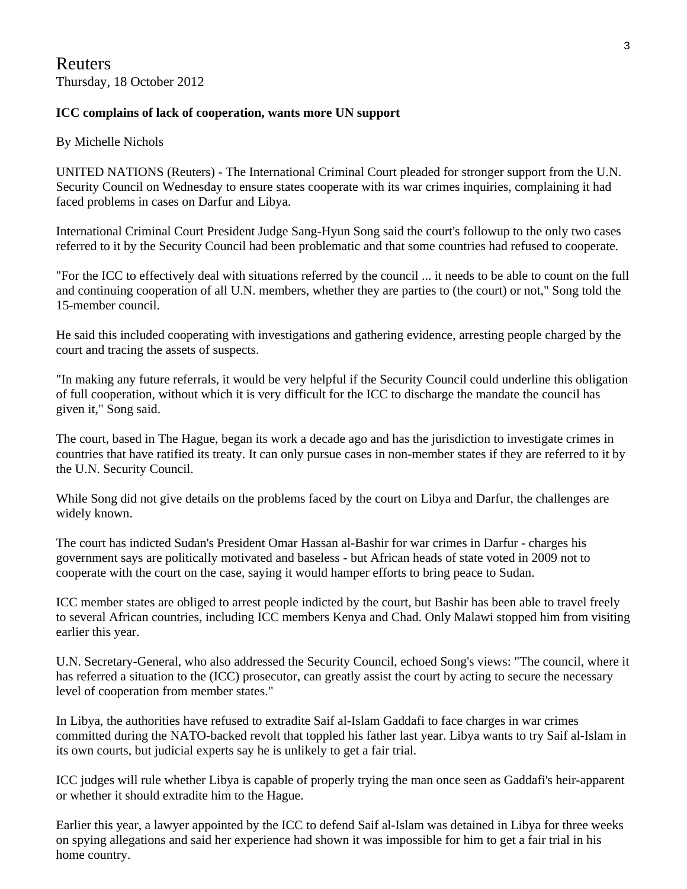Reuters
Thursday, 18 October 2012

**ICC complains of lack of cooperation, wants more UN support**

By Michelle Nichols

UNITED NATIONS (Reuters) - The International Criminal Court pleaded for stronger support from the U.N. Security Council on Wednesday to ensure states cooperate with its war crimes inquiries, complaining it had faced problems in cases on Darfur and Libya.

International Criminal Court President Judge Sang-Hyun Song said the court's followup to the only two cases referred to it by the Security Council had been problematic and that some countries had refused to cooperate.

"For the ICC to effectively deal with situations referred by the council ... it needs to be able to count on the full and continuing cooperation of all U.N. members, whether they are parties to (the court) or not," Song told the 15-member council.

He said this included cooperating with investigations and gathering evidence, arresting people charged by the court and tracing the assets of suspects.

"In making any future referrals, it would be very helpful if the Security Council could underline this obligation of full cooperation, without which it is very difficult for the ICC to discharge the mandate the council has given it," Song said.

The court, based in The Hague, began its work a decade ago and has the jurisdiction to investigate crimes in countries that have ratified its treaty. It can only pursue cases in non-member states if they are referred to it by the U.N. Security Council.

While Song did not give details on the problems faced by the court on Libya and Darfur, the challenges are widely known.

The court has indicted Sudan's President Omar Hassan al-Bashir for war crimes in Darfur - charges his government says are politically motivated and baseless - but African heads of state voted in 2009 not to cooperate with the court on the case, saying it would hamper efforts to bring peace to Sudan.

ICC member states are obliged to arrest people indicted by the court, but Bashir has been able to travel freely to several African countries, including ICC members Kenya and Chad. Only Malawi stopped him from visiting earlier this year.

U.N. Secretary-General, who also addressed the Security Council, echoed Song's views: "The council, where it has referred a situation to the (ICC) prosecutor, can greatly assist the court by acting to secure the necessary level of cooperation from member states."

In Libya, the authorities have refused to extradite Saif al-Islam Gaddafi to face charges in war crimes committed during the NATO-backed revolt that toppled his father last year. Libya wants to try Saif al-Islam in its own courts, but judicial experts say he is unlikely to get a fair trial.

ICC judges will rule whether Libya is capable of properly trying the man once seen as Gaddafi's heir-apparent or whether it should extradite him to the Hague.

Earlier this year, a lawyer appointed by the ICC to defend Saif al-Islam was detained in Libya for three weeks on spying allegations and said her experience had shown it was impossible for him to get a fair trial in his home country.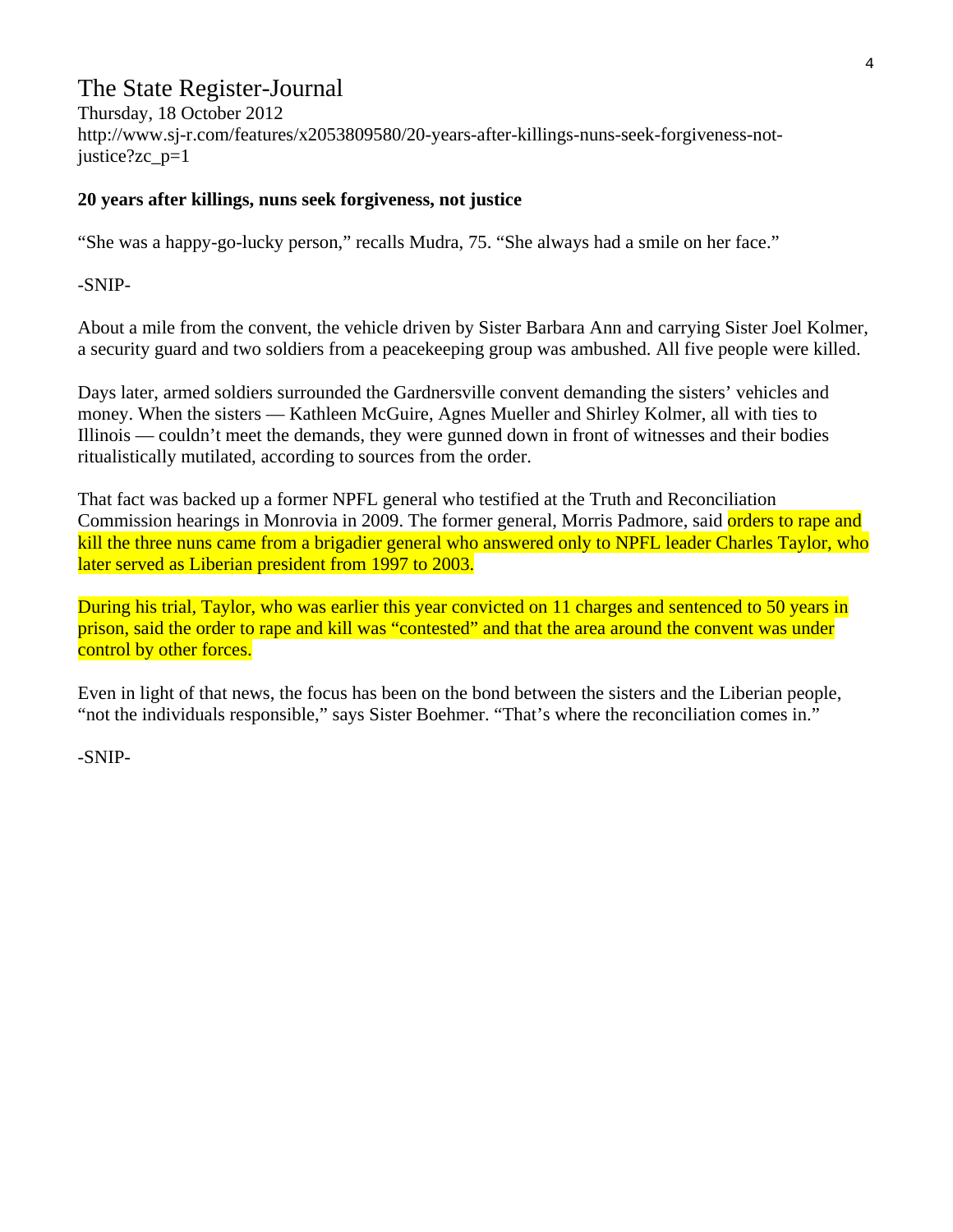# The State Register-Journal

Thursday, 18 October 2012
http://www.sj-r.com/features/x2053809580/20-years-after-killings-nuns-seek-forgiveness-not-justice?zc_p=1

**20 years after killings, nuns seek forgiveness, not justice**

"She was a happy-go-lucky person," recalls Mudra, 75. "She always had a smile on her face."

-SNIP-

About a mile from the convent, the vehicle driven by Sister Barbara Ann and carrying Sister Joel Kolmer, a security guard and two soldiers from a peacekeeping group was ambushed. All five people were killed.

Days later, armed soldiers surrounded the Gardnersville convent demanding the sisters' vehicles and money. When the sisters — Kathleen McGuire, Agnes Mueller and Shirley Kolmer, all with ties to Illinois — couldn't meet the demands, they were gunned down in front of witnesses and their bodies ritualistically mutilated, according to sources from the order.

That fact was backed up a former NPFL general who testified at the Truth and Reconciliation Commission hearings in Monrovia in 2009. The former general, Morris Padmore, said orders to rape and kill the three nuns came from a brigadier general who answered only to NPFL leader Charles Taylor, who later served as Liberian president from 1997 to 2003.

During his trial, Taylor, who was earlier this year convicted on 11 charges and sentenced to 50 years in prison, said the order to rape and kill was "contested" and that the area around the convent was under control by other forces.

Even in light of that news, the focus has been on the bond between the sisters and the Liberian people, "not the individuals responsible," says Sister Boehmer. "That's where the reconciliation comes in."

-SNIP-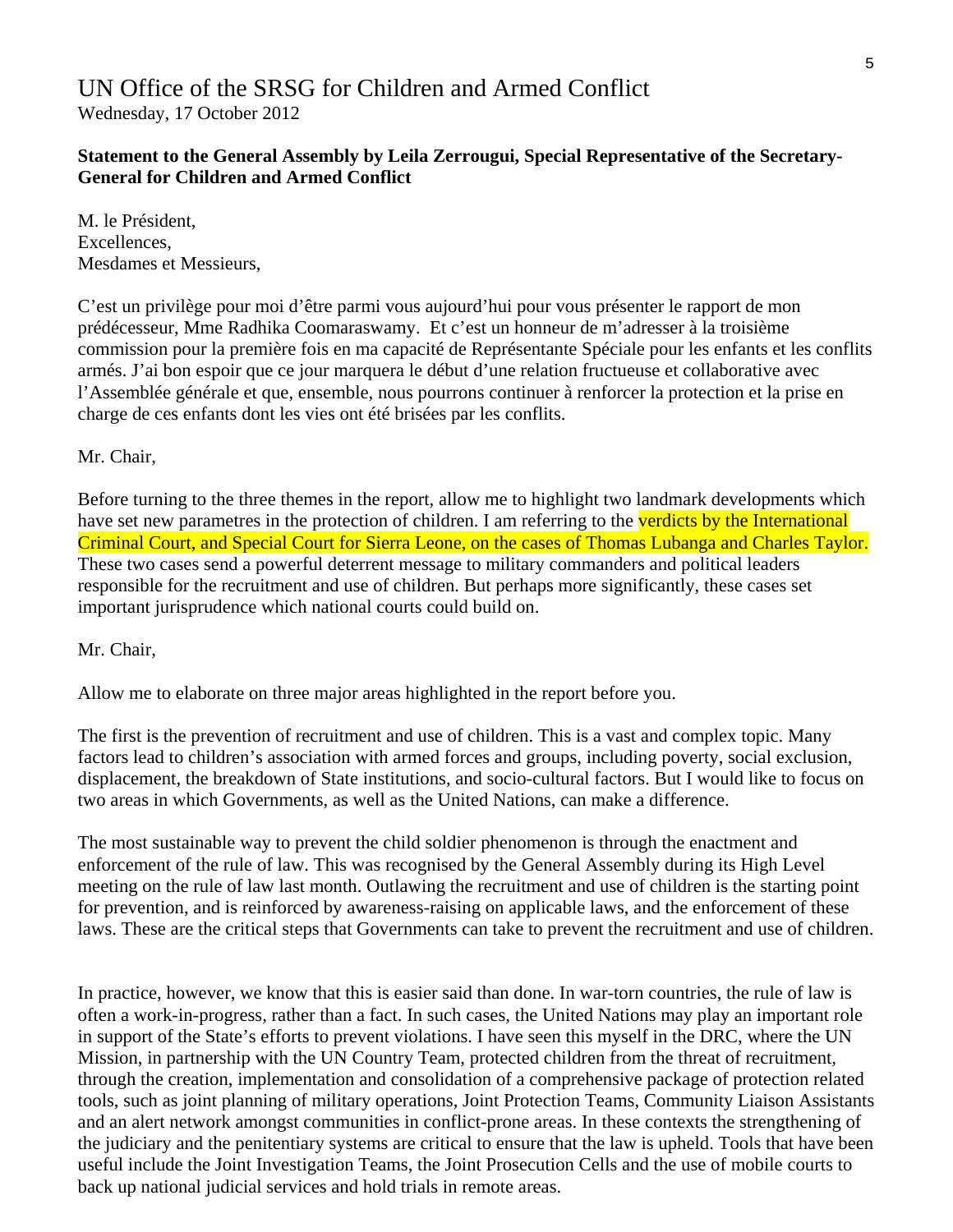# UN Office of the SRSG for Children and Armed Conflict

Wednesday, 17 October 2012

**Statement to the General Assembly by Leila Zerrougui, Special Representative of the Secretary-General for Children and Armed Conflict**

M. le Président,
Excellences,
Mesdames et Messieurs,

C'est un privilège pour moi d'être parmi vous aujourd'hui pour vous présenter le rapport de mon prédécesseur, Mme Radhika Coomaraswamy. Et c'est un honneur de m'adresser à la troisième commission pour la première fois en ma capacité de Représentante Spéciale pour les enfants et les conflits armés. J'ai bon espoir que ce jour marquera le début d'une relation fructueuse et collaborative avec l'Assemblée générale et que, ensemble, nous pourrons continuer à renforcer la protection et la prise en charge de ces enfants dont les vies ont été brisées par les conflits.

Mr. Chair,

Before turning to the three themes in the report, allow me to highlight two landmark developments which have set new parametres in the protection of children. I am referring to the verdicts by the International Criminal Court, and Special Court for Sierra Leone, on the cases of Thomas Lubanga and Charles Taylor. These two cases send a powerful deterrent message to military commanders and political leaders responsible for the recruitment and use of children. But perhaps more significantly, these cases set important jurisprudence which national courts could build on.

Mr. Chair,

Allow me to elaborate on three major areas highlighted in the report before you.

The first is the prevention of recruitment and use of children. This is a vast and complex topic. Many factors lead to children's association with armed forces and groups, including poverty, social exclusion, displacement, the breakdown of State institutions, and socio-cultural factors. But I would like to focus on two areas in which Governments, as well as the United Nations, can make a difference.

The most sustainable way to prevent the child soldier phenomenon is through the enactment and enforcement of the rule of law. This was recognised by the General Assembly during its High Level meeting on the rule of law last month. Outlawing the recruitment and use of children is the starting point for prevention, and is reinforced by awareness-raising on applicable laws, and the enforcement of these laws. These are the critical steps that Governments can take to prevent the recruitment and use of children.

In practice, however, we know that this is easier said than done. In war-torn countries, the rule of law is often a work-in-progress, rather than a fact. In such cases, the United Nations may play an important role in support of the State's efforts to prevent violations. I have seen this myself in the DRC, where the UN Mission, in partnership with the UN Country Team, protected children from the threat of recruitment, through the creation, implementation and consolidation of a comprehensive package of protection related tools, such as joint planning of military operations, Joint Protection Teams, Community Liaison Assistants and an alert network amongst communities in conflict-prone areas. In these contexts the strengthening of the judiciary and the penitentiary systems are critical to ensure that the law is upheld. Tools that have been useful include the Joint Investigation Teams, the Joint Prosecution Cells and the use of mobile courts to back up national judicial services and hold trials in remote areas.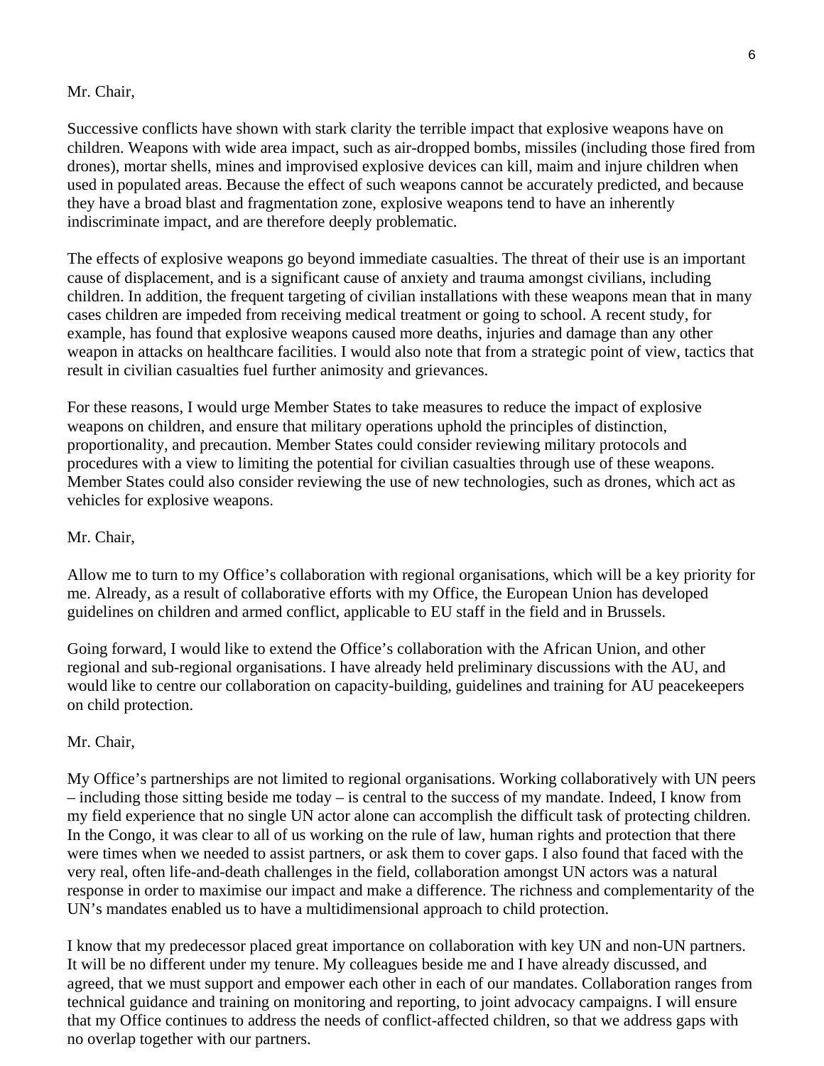Mr. Chair,

Successive conflicts have shown with stark clarity the terrible impact that explosive weapons have on children. Weapons with wide area impact, such as air-dropped bombs, missiles (including those fired from drones), mortar shells, mines and improvised explosive devices can kill, maim and injure children when used in populated areas. Because the effect of such weapons cannot be accurately predicted, and because they have a broad blast and fragmentation zone, explosive weapons tend to have an inherently indiscriminate impact, and are therefore deeply problematic.

The effects of explosive weapons go beyond immediate casualties. The threat of their use is an important cause of displacement, and is a significant cause of anxiety and trauma amongst civilians, including children. In addition, the frequent targeting of civilian installations with these weapons mean that in many cases children are impeded from receiving medical treatment or going to school. A recent study, for example, has found that explosive weapons caused more deaths, injuries and damage than any other weapon in attacks on healthcare facilities. I would also note that from a strategic point of view, tactics that result in civilian casualties fuel further animosity and grievances.

For these reasons, I would urge Member States to take measures to reduce the impact of explosive weapons on children, and ensure that military operations uphold the principles of distinction, proportionality, and precaution. Member States could consider reviewing military protocols and procedures with a view to limiting the potential for civilian casualties through use of these weapons. Member States could also consider reviewing the use of new technologies, such as drones, which act as vehicles for explosive weapons.

Mr. Chair,

Allow me to turn to my Office's collaboration with regional organisations, which will be a key priority for me. Already, as a result of collaborative efforts with my Office, the European Union has developed guidelines on children and armed conflict, applicable to EU staff in the field and in Brussels.

Going forward, I would like to extend the Office's collaboration with the African Union, and other regional and sub-regional organisations. I have already held preliminary discussions with the AU, and would like to centre our collaboration on capacity-building, guidelines and training for AU peacekeepers on child protection.

Mr. Chair,

My Office's partnerships are not limited to regional organisations. Working collaboratively with UN peers – including those sitting beside me today – is central to the success of my mandate. Indeed, I know from my field experience that no single UN actor alone can accomplish the difficult task of protecting children. In the Congo, it was clear to all of us working on the rule of law, human rights and protection that there were times when we needed to assist partners, or ask them to cover gaps. I also found that faced with the very real, often life-and-death challenges in the field, collaboration amongst UN actors was a natural response in order to maximise our impact and make a difference. The richness and complementarity of the UN's mandates enabled us to have a multidimensional approach to child protection.

I know that my predecessor placed great importance on collaboration with key UN and non-UN partners. It will be no different under my tenure. My colleagues beside me and I have already discussed, and agreed, that we must support and empower each other in each of our mandates. Collaboration ranges from technical guidance and training on monitoring and reporting, to joint advocacy campaigns. I will ensure that my Office continues to address the needs of conflict-affected children, so that we address gaps with no overlap together with our partners.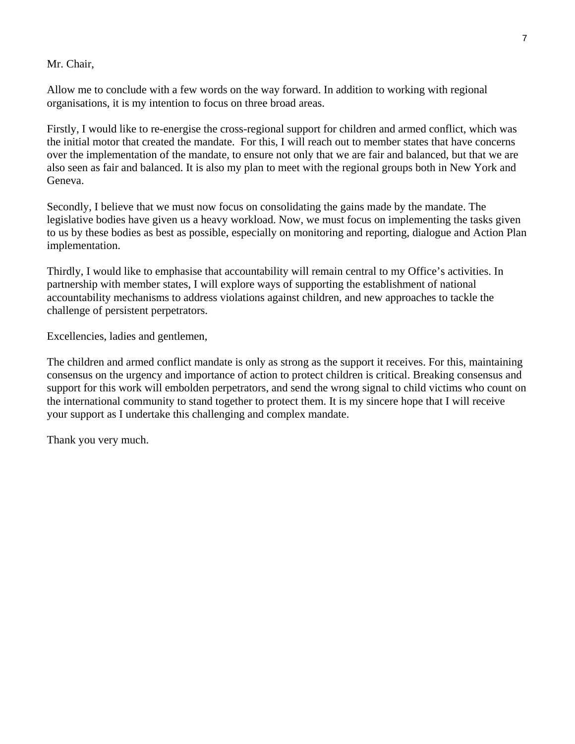Mr. Chair,

Allow me to conclude with a few words on the way forward. In addition to working with regional organisations, it is my intention to focus on three broad areas.

Firstly, I would like to re-energise the cross-regional support for children and armed conflict, which was the initial motor that created the mandate. For this, I will reach out to member states that have concerns over the implementation of the mandate, to ensure not only that we are fair and balanced, but that we are also seen as fair and balanced. It is also my plan to meet with the regional groups both in New York and Geneva.

Secondly, I believe that we must now focus on consolidating the gains made by the mandate. The legislative bodies have given us a heavy workload. Now, we must focus on implementing the tasks given to us by these bodies as best as possible, especially on monitoring and reporting, dialogue and Action Plan implementation.

Thirdly, I would like to emphasise that accountability will remain central to my Office's activities. In partnership with member states, I will explore ways of supporting the establishment of national accountability mechanisms to address violations against children, and new approaches to tackle the challenge of persistent perpetrators.

Excellencies, ladies and gentlemen,

The children and armed conflict mandate is only as strong as the support it receives. For this, maintaining consensus on the urgency and importance of action to protect children is critical. Breaking consensus and support for this work will embolden perpetrators, and send the wrong signal to child victims who count on the international community to stand together to protect them. It is my sincere hope that I will receive your support as I undertake this challenging and complex mandate.

Thank you very much.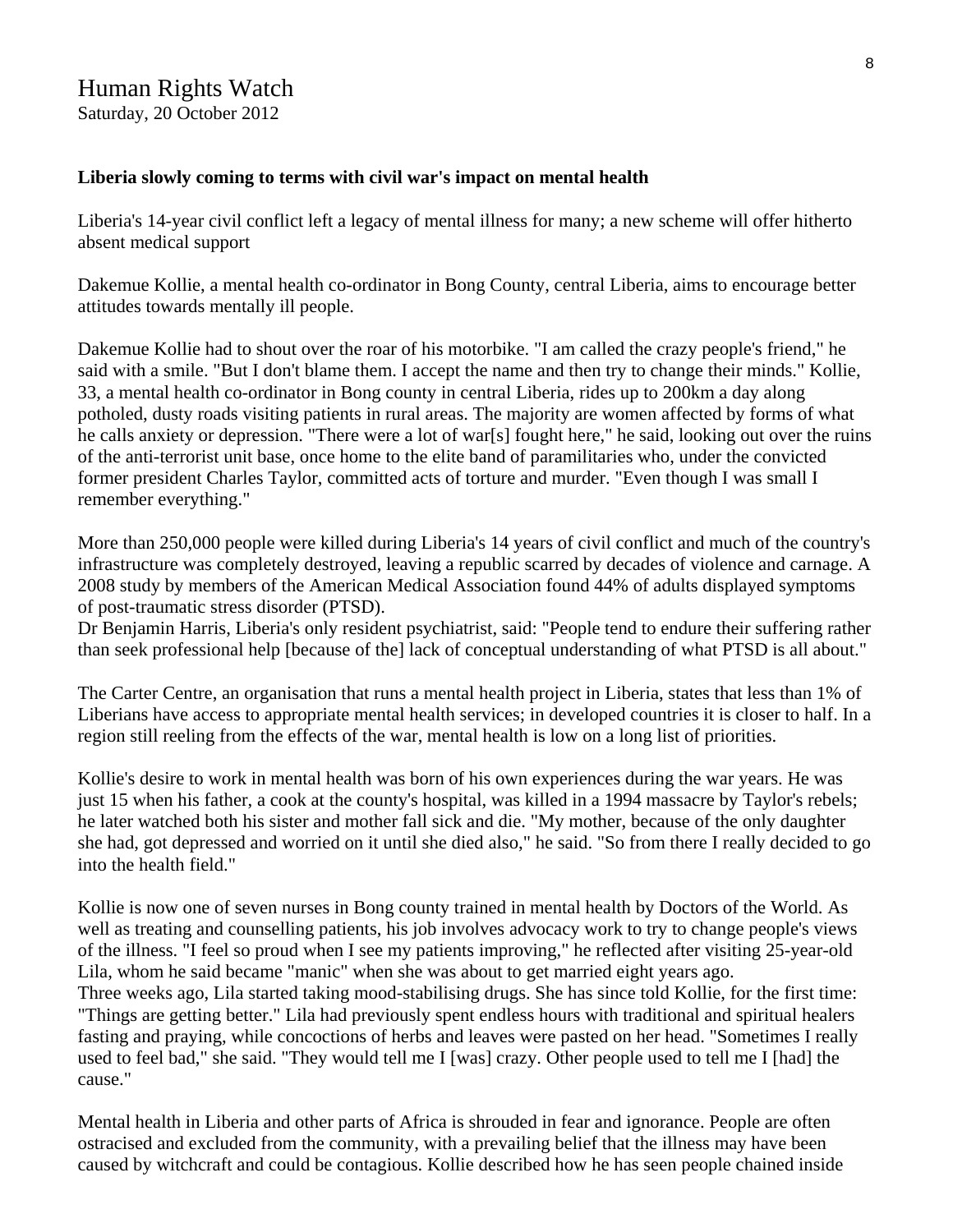# Human Rights Watch

Saturday, 20 October 2012

**Liberia slowly coming to terms with civil war's impact on mental health**

Liberia's 14-year civil conflict left a legacy of mental illness for many; a new scheme will offer hitherto absent medical support

Dakemue Kollie, a mental health co-ordinator in Bong County, central Liberia, aims to encourage better attitudes towards mentally ill people.

Dakemue Kollie had to shout over the roar of his motorbike. "I am called the crazy people's friend," he said with a smile. "But I don't blame them. I accept the name and then try to change their minds." Kollie, 33, a mental health co-ordinator in Bong county in central Liberia, rides up to 200km a day along potholed, dusty roads visiting patients in rural areas. The majority are women affected by forms of what he calls anxiety or depression. "There were a lot of war[s] fought here," he said, looking out over the ruins of the anti-terrorist unit base, once home to the elite band of paramilitaries who, under the convicted former president Charles Taylor, committed acts of torture and murder. "Even though I was small I remember everything."

More than 250,000 people were killed during Liberia's 14 years of civil conflict and much of the country's infrastructure was completely destroyed, leaving a republic scarred by decades of violence and carnage. A 2008 study by members of the American Medical Association found 44% of adults displayed symptoms of post-traumatic stress disorder (PTSD).
Dr Benjamin Harris, Liberia's only resident psychiatrist, said: "People tend to endure their suffering rather than seek professional help [because of the] lack of conceptual understanding of what PTSD is all about."

The Carter Centre, an organisation that runs a mental health project in Liberia, states that less than 1% of Liberians have access to appropriate mental health services; in developed countries it is closer to half. In a region still reeling from the effects of the war, mental health is low on a long list of priorities.

Kollie's desire to work in mental health was born of his own experiences during the war years. He was just 15 when his father, a cook at the county's hospital, was killed in a 1994 massacre by Taylor's rebels; he later watched both his sister and mother fall sick and die. "My mother, because of the only daughter she had, got depressed and worried on it until she died also," he said. "So from there I really decided to go into the health field."

Kollie is now one of seven nurses in Bong county trained in mental health by Doctors of the World. As well as treating and counselling patients, his job involves advocacy work to try to change people's views of the illness. "I feel so proud when I see my patients improving," he reflected after visiting 25-year-old Lila, whom he said became "manic" when she was about to get married eight years ago.
Three weeks ago, Lila started taking mood-stabilising drugs. She has since told Kollie, for the first time: "Things are getting better." Lila had previously spent endless hours with traditional and spiritual healers fasting and praying, while concoctions of herbs and leaves were pasted on her head. "Sometimes I really used to feel bad," she said. "They would tell me I [was] crazy. Other people used to tell me I [had] the cause."

Mental health in Liberia and other parts of Africa is shrouded in fear and ignorance. People are often ostracised and excluded from the community, with a prevailing belief that the illness may have been caused by witchcraft and could be contagious. Kollie described how he has seen people chained inside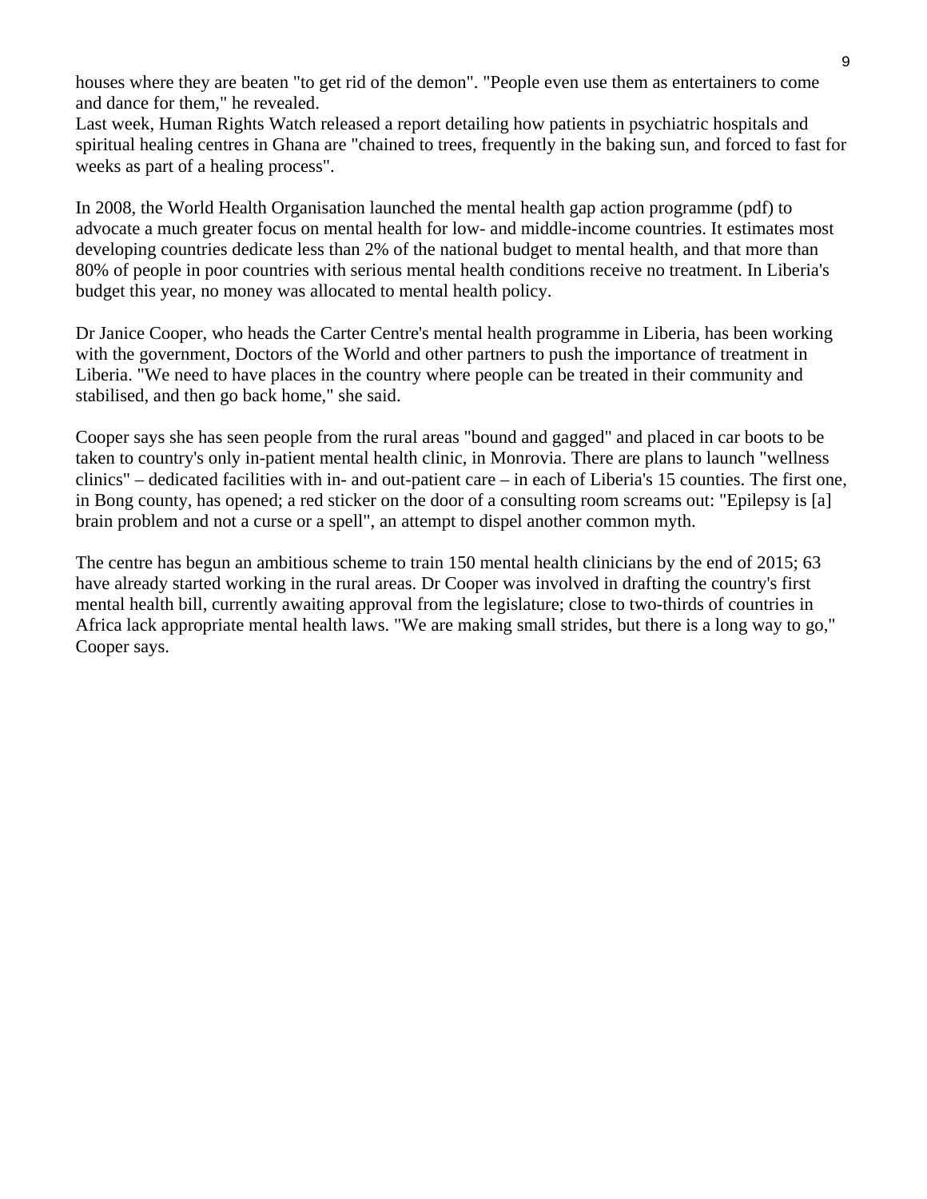houses where they are beaten "to get rid of the demon". "People even use them as entertainers to come and dance for them," he revealed.
Last week, Human Rights Watch released a report detailing how patients in psychiatric hospitals and spiritual healing centres in Ghana are "chained to trees, frequently in the baking sun, and forced to fast for weeks as part of a healing process".

In 2008, the World Health Organisation launched the mental health gap action programme (pdf) to advocate a much greater focus on mental health for low- and middle-income countries. It estimates most developing countries dedicate less than 2% of the national budget to mental health, and that more than 80% of people in poor countries with serious mental health conditions receive no treatment. In Liberia's budget this year, no money was allocated to mental health policy.

Dr Janice Cooper, who heads the Carter Centre's mental health programme in Liberia, has been working with the government, Doctors of the World and other partners to push the importance of treatment in Liberia. "We need to have places in the country where people can be treated in their community and stabilised, and then go back home," she said.

Cooper says she has seen people from the rural areas "bound and gagged" and placed in car boots to be taken to country's only in-patient mental health clinic, in Monrovia. There are plans to launch "wellness clinics" – dedicated facilities with in- and out-patient care – in each of Liberia's 15 counties. The first one, in Bong county, has opened; a red sticker on the door of a consulting room screams out: "Epilepsy is [a] brain problem and not a curse or a spell", an attempt to dispel another common myth.

The centre has begun an ambitious scheme to train 150 mental health clinicians by the end of 2015; 63 have already started working in the rural areas. Dr Cooper was involved in drafting the country's first mental health bill, currently awaiting approval from the legislature; close to two-thirds of countries in Africa lack appropriate mental health laws. "We are making small strides, but there is a long way to go," Cooper says.